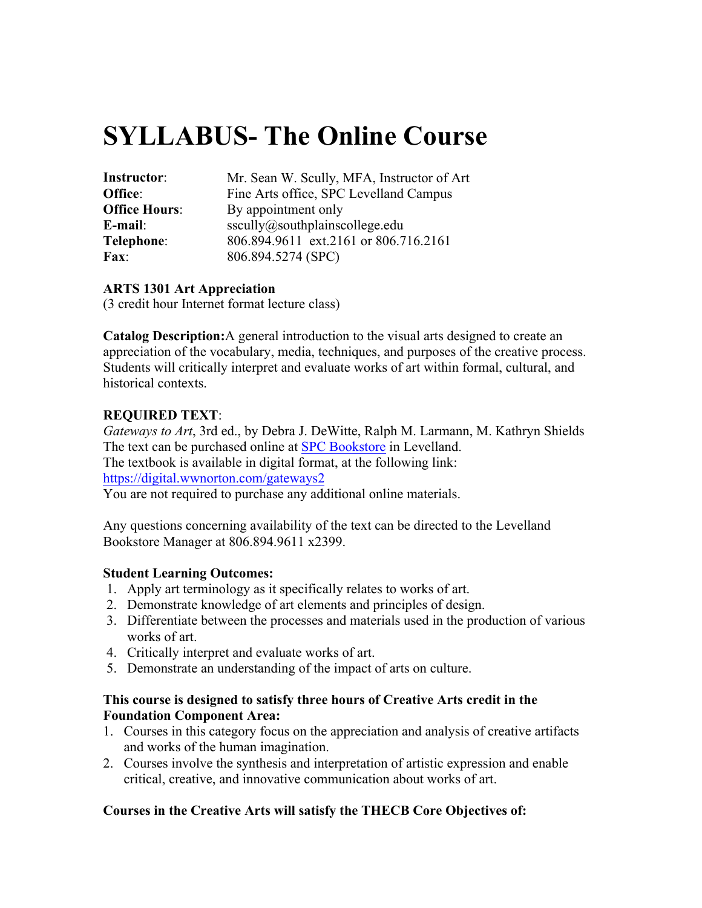# SYLLABUS- The Online Course

| | |
|---|---|
| **Instructor**: | Mr. Sean W. Scully, MFA, Instructor of Art |
| **Office**: | Fine Arts office, SPC Levelland Campus |
| **Office Hours**: | By appointment only |
| **E-mail**: | sscully@southplainscollege.edu |
| **Telephone**: | 806.894.9611 ext.2161 or 806.716.2161 |
| **Fax**: | 806.894.5274 (SPC) |

**ARTS 1301 Art Appreciation**
(3 credit hour Internet format lecture class)

**Catalog Description:** A general introduction to the visual arts designed to create an appreciation of the vocabulary, media, techniques, and purposes of the creative process. Students will critically interpret and evaluate works of art within formal, cultural, and historical contexts.

**REQUIRED TEXT**:
*Gateways to Art*, 3rd ed., by Debra J. DeWitte, Ralph M. Larmann, M. Kathryn Shields
The text can be purchased online at [SPC Bookstore](#) in Levelland.
The textbook is available in digital format, at the following link:
[https://digital.wwnorton.com/gateways2](https://digital.wwnorton.com/gateways2)
You are not required to purchase any additional online materials.

Any questions concerning availability of the text can be directed to the Levelland Bookstore Manager at 806.894.9611 x2399.

**Student Learning Outcomes:**

1. Apply art terminology as it specifically relates to works of art.
2. Demonstrate knowledge of art elements and principles of design.
3. Differentiate between the processes and materials used in the production of various works of art.
4. Critically interpret and evaluate works of art.
5. Demonstrate an understanding of the impact of arts on culture.

**This course is designed to satisfy three hours of Creative Arts credit in the Foundation Component Area:**

1. Courses in this category focus on the appreciation and analysis of creative artifacts and works of the human imagination.
2. Courses involve the synthesis and interpretation of artistic expression and enable critical, creative, and innovative communication about works of art.

**Courses in the Creative Arts will satisfy the THECB Core Objectives of:**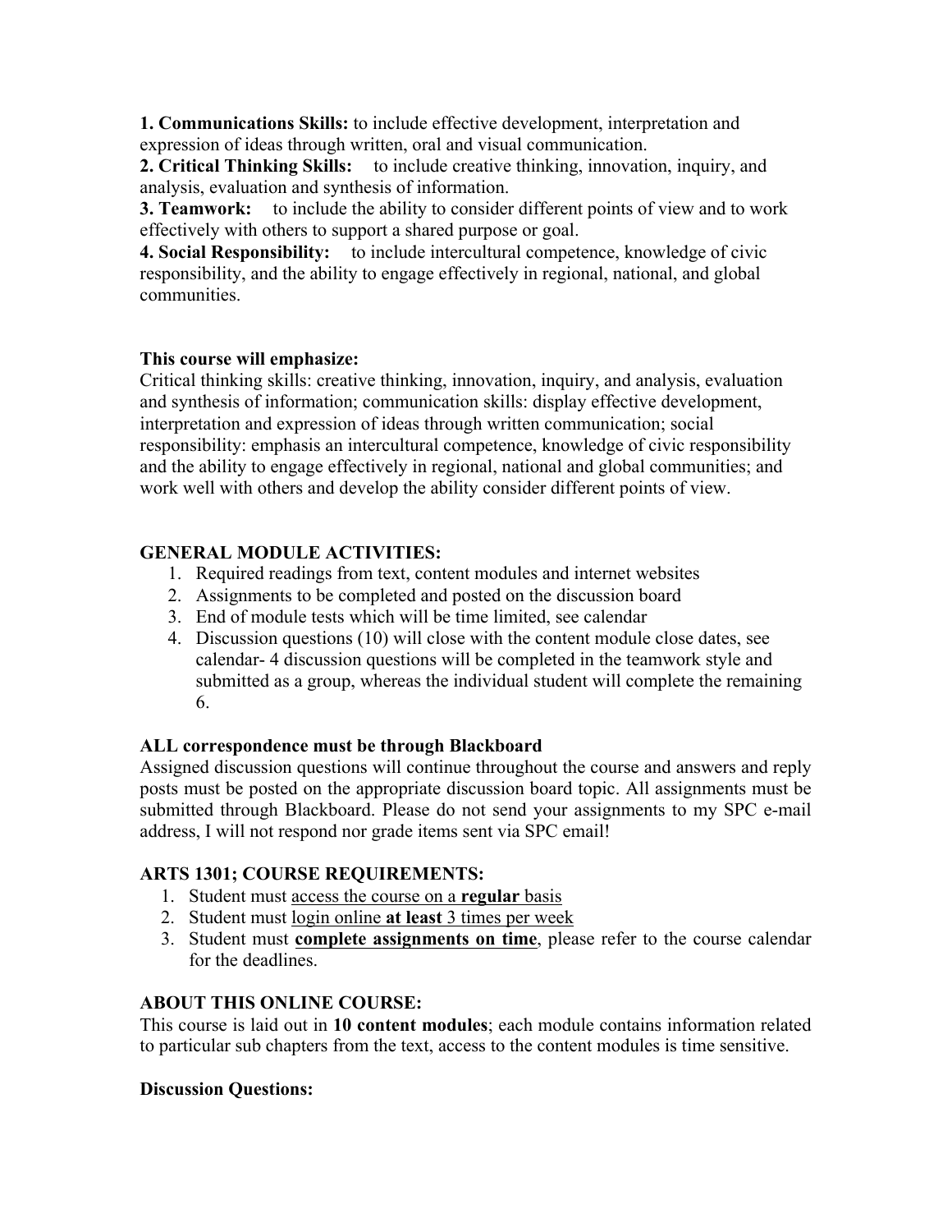**1. Communications Skills:** to include effective development, interpretation and expression of ideas through written, oral and visual communication.
**2. Critical Thinking Skills:** to include creative thinking, innovation, inquiry, and analysis, evaluation and synthesis of information.
**3. Teamwork:** to include the ability to consider different points of view and to work effectively with others to support a shared purpose or goal.
**4. Social Responsibility:** to include intercultural competence, knowledge of civic responsibility, and the ability to engage effectively in regional, national, and global communities.

**This course will emphasize:**
Critical thinking skills: creative thinking, innovation, inquiry, and analysis, evaluation and synthesis of information; communication skills: display effective development, interpretation and expression of ideas through written communication; social responsibility: emphasis an intercultural competence, knowledge of civic responsibility and the ability to engage effectively in regional, national and global communities; and work well with others and develop the ability consider different points of view.

## GENERAL MODULE ACTIVITIES:

1. Required readings from text, content modules and internet websites
2. Assignments to be completed and posted on the discussion board
3. End of module tests which will be time limited, see calendar
4. Discussion questions (10) will close with the content module close dates, see calendar- 4 discussion questions will be completed in the teamwork style and submitted as a group, whereas the individual student will complete the remaining 6.

**ALL correspondence must be through Blackboard**
Assigned discussion questions will continue throughout the course and answers and reply posts must be posted on the appropriate discussion board topic. All assignments must be submitted through Blackboard. Please do not send your assignments to my SPC e-mail address, I will not respond nor grade items sent via SPC email!

## ARTS 1301; COURSE REQUIREMENTS:

1. Student must <u>access the course on a **regular** basis</u>
2. Student must <u>login online **at least** 3 times per week</u>
3. Student must **<u>complete assignments on time</u>**, please refer to the course calendar for the deadlines.

## ABOUT THIS ONLINE COURSE:

This course is laid out in **10 content modules**; each module contains information related to particular sub chapters from the text, access to the content modules is time sensitive.

**Discussion Questions:**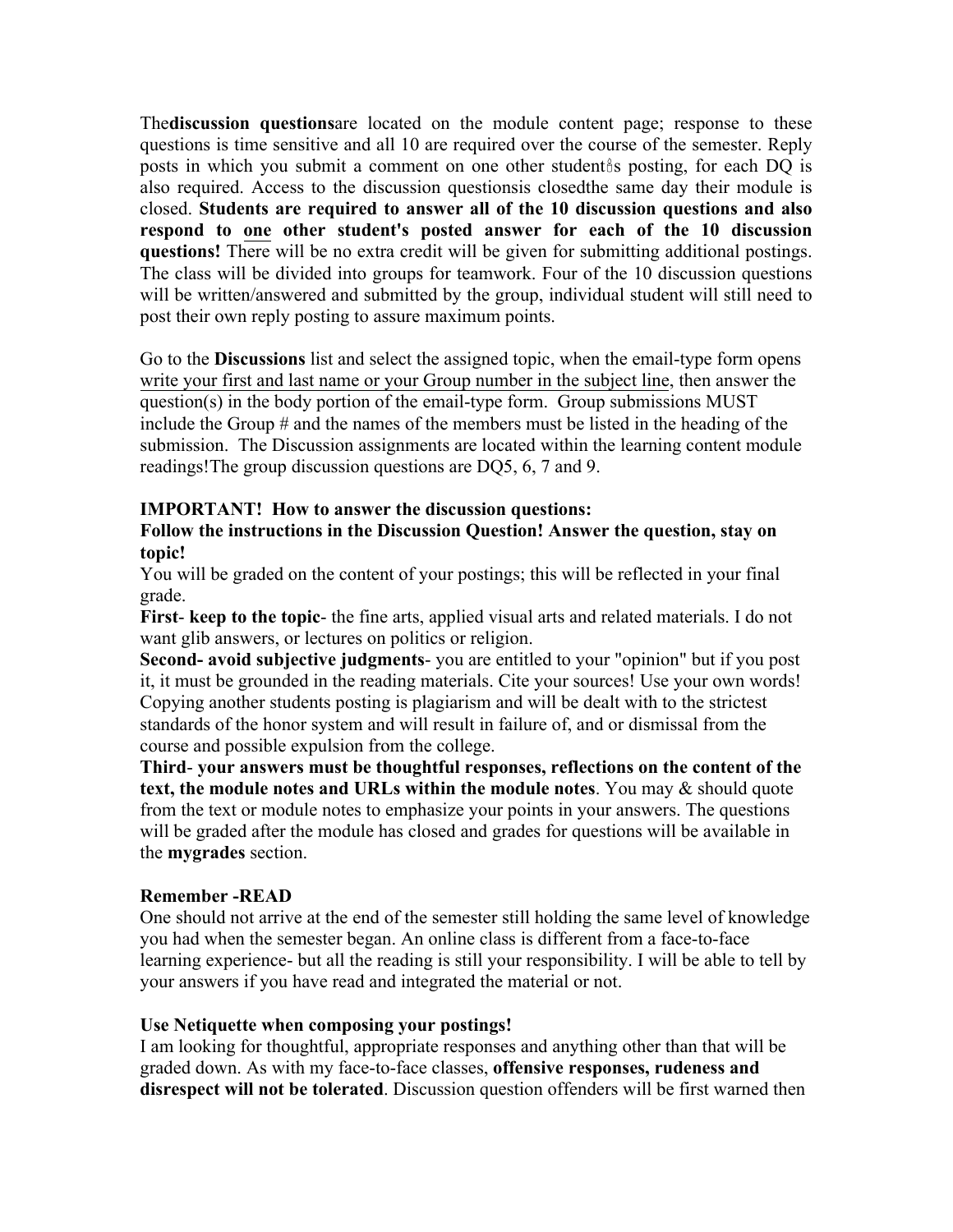The**discussion questions**are located on the module content page; response to these questions is time sensitive and all 10 are required over the course of the semester. Reply posts in which you submit a comment on one other student�s posting, for each DQ is also required. Access to the discussion questionsis closedthe same day their module is closed. **Students are required to answer all of the 10 discussion questions and also respond to <u>one</u> other student's posted answer for each of the 10 discussion questions!** There will be no extra credit will be given for submitting additional postings. The class will be divided into groups for teamwork. Four of the 10 discussion questions will be written/answered and submitted by the group, individual student will still need to post their own reply posting to assure maximum points.

Go to the **Discussions** list and select the assigned topic, when the email-type form opens <u>write your first and last name or your Group number in the subject line</u>, then answer the question(s) in the body portion of the email-type form. Group submissions MUST include the Group # and the names of the members must be listed in the heading of the submission. The Discussion assignments are located within the learning content module readings!The group discussion questions are DQ5, 6, 7 and 9.

**IMPORTANT! How to answer the discussion questions:**
**Follow the instructions in the Discussion Question! Answer the question, stay on topic!**

You will be graded on the content of your postings; this will be reflected in your final grade.

**First**- **keep to the topic**- the fine arts, applied visual arts and related materials. I do not want glib answers, or lectures on politics or religion.

**Second- avoid subjective judgments**- you are entitled to your "opinion" but if you post it, it must be grounded in the reading materials. Cite your sources! Use your own words! Copying another students posting is plagiarism and will be dealt with to the strictest standards of the honor system and will result in failure of, and or dismissal from the course and possible expulsion from the college.

**Third**- **your answers must be thoughtful responses, reflections on the content of the text, the module notes and URLs within the module notes**. You may & should quote from the text or module notes to emphasize your points in your answers. The questions will be graded after the module has closed and grades for questions will be available in the **mygrades** section.

**Remember -READ**

One should not arrive at the end of the semester still holding the same level of knowledge you had when the semester began. An online class is different from a face-to-face learning experience- but all the reading is still your responsibility. I will be able to tell by your answers if you have read and integrated the material or not.

**Use Netiquette when composing your postings!**

I am looking for thoughtful, appropriate responses and anything other than that will be graded down. As with my face-to-face classes, **offensive responses, rudeness and disrespect will not be tolerated**. Discussion question offenders will be first warned then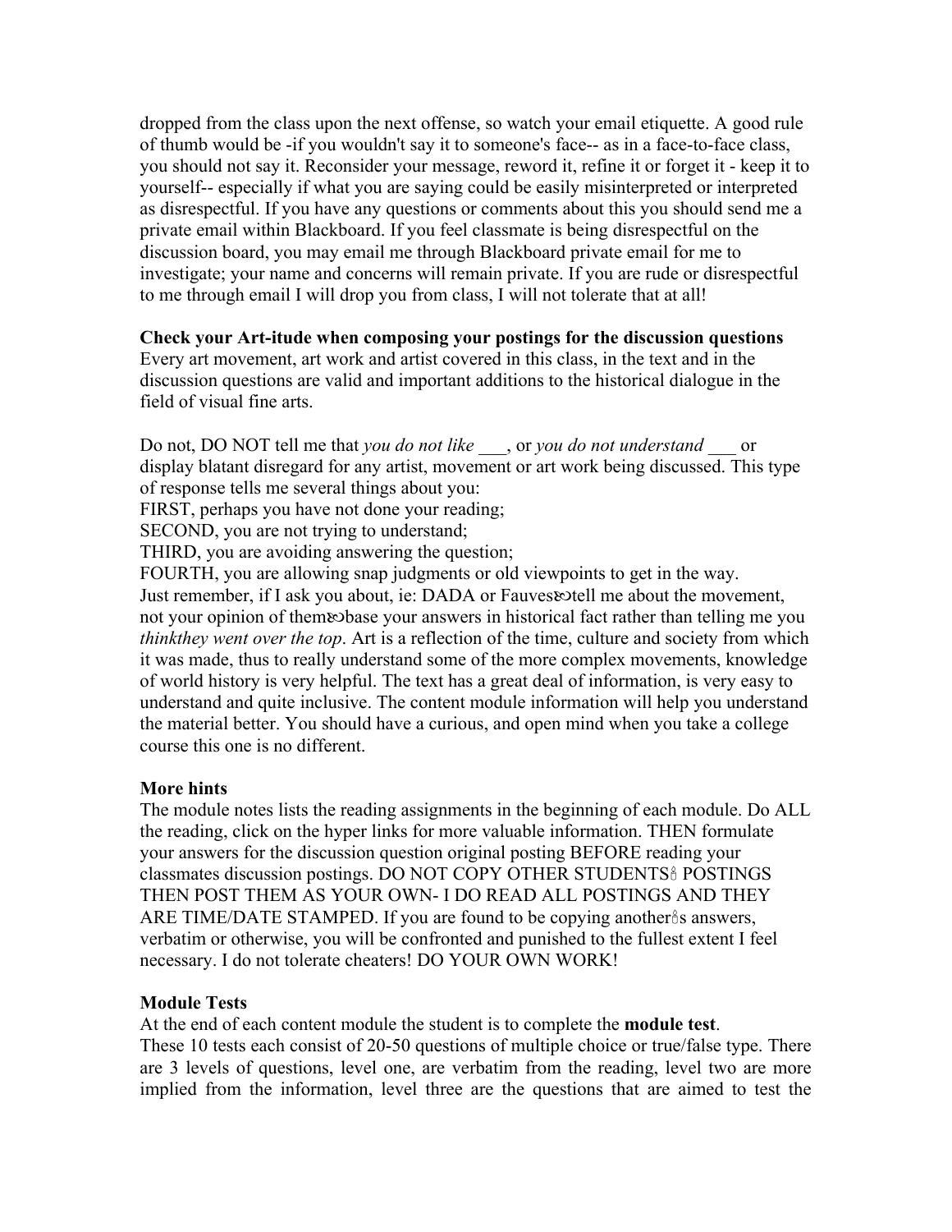dropped from the class upon the next offense, so watch your email etiquette. A good rule of thumb would be -if you wouldn't say it to someone's face-- as in a face-to-face class, you should not say it. Reconsider your message, reword it, refine it or forget it - keep it to yourself-- especially if what you are saying could be easily misinterpreted or interpreted as disrespectful. If you have any questions or comments about this you should send me a private email within Blackboard. If you feel classmate is being disrespectful on the discussion board, you may email me through Blackboard private email for me to investigate; your name and concerns will remain private. If you are rude or disrespectful to me through email I will drop you from class, I will not tolerate that at all!

**Check your Art-itude when composing your postings for the discussion questions**
Every art movement, art work and artist covered in this class, in the text and in the discussion questions are valid and important additions to the historical dialogue in the field of visual fine arts.

Do not, DO NOT tell me that *you do not like* ___, or *you do not understand* ___ or display blatant disregard for any artist, movement or art work being discussed. This type of response tells me several things about you:
FIRST, perhaps you have not done your reading;
SECOND, you are not trying to understand;
THIRD, you are avoiding answering the question;
FOURTH, you are allowing snap judgments or old viewpoints to get in the way.
Just remember, if I ask you about, ie: DADA or Fauves—tell me about the movement, not your opinion of them—base your answers in historical fact rather than telling me you *thinkthey went over the top*. Art is a reflection of the time, culture and society from which it was made, thus to really understand some of the more complex movements, knowledge of world history is very helpful. The text has a great deal of information, is very easy to understand and quite inclusive. The content module information will help you understand the material better. You should have a curious, and open mind when you take a college course this one is no different.

**More hints**
The module notes lists the reading assignments in the beginning of each module. Do ALL the reading, click on the hyper links for more valuable information. THEN formulate your answers for the discussion question original posting BEFORE reading your classmates discussion postings. DO NOT COPY OTHER STUDENTS' POSTINGS THEN POST THEM AS YOUR OWN- I DO READ ALL POSTINGS AND THEY ARE TIME/DATE STAMPED. If you are found to be copying another's answers, verbatim or otherwise, you will be confronted and punished to the fullest extent I feel necessary. I do not tolerate cheaters! DO YOUR OWN WORK!

**Module Tests**
At the end of each content module the student is to complete the **module test**.
These 10 tests each consist of 20-50 questions of multiple choice or true/false type. There are 3 levels of questions, level one, are verbatim from the reading, level two are more implied from the information, level three are the questions that are aimed to test the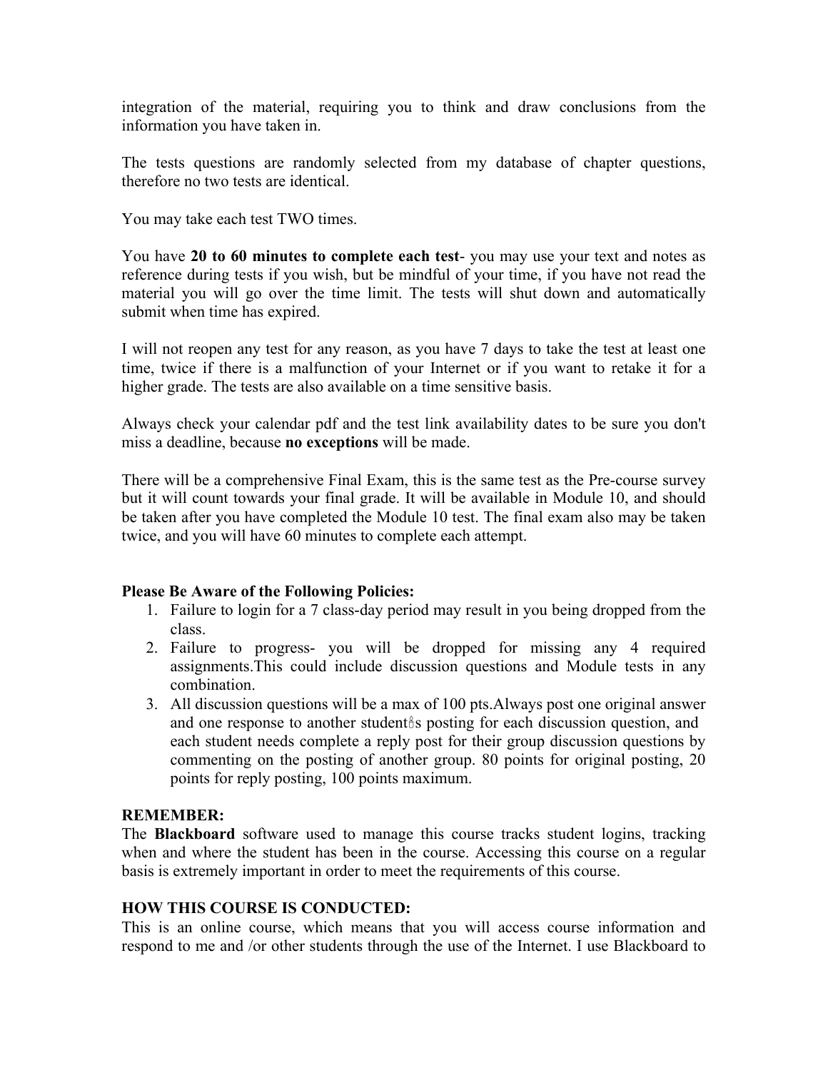integration of the material, requiring you to think and draw conclusions from the information you have taken in.

The tests questions are randomly selected from my database of chapter questions, therefore no two tests are identical.

You may take each test TWO times.

You have **20 to 60 minutes to complete each test**- you may use your text and notes as reference during tests if you wish, but be mindful of your time, if you have not read the material you will go over the time limit. The tests will shut down and automatically submit when time has expired.

I will not reopen any test for any reason, as you have 7 days to take the test at least one time, twice if there is a malfunction of your Internet or if you want to retake it for a higher grade. The tests are also available on a time sensitive basis.

Always check your calendar pdf and the test link availability dates to be sure you don't miss a deadline, because **no exceptions** will be made.

There will be a comprehensive Final Exam, this is the same test as the Pre-course survey but it will count towards your final grade. It will be available in Module 10, and should be taken after you have completed the Module 10 test. The final exam also may be taken twice, and you will have 60 minutes to complete each attempt.

**Please Be Aware of the Following Policies:**

1. Failure to login for a 7 class-day period may result in you being dropped from the class.
2. Failure to progress- you will be dropped for missing any 4 required assignments.This could include discussion questions and Module tests in any combination.
3. All discussion questions will be a max of 100 pts.Always post one original answer and one response to another student's posting for each discussion question, and each student needs complete a reply post for their group discussion questions by commenting on the posting of another group. 80 points for original posting, 20 points for reply posting, 100 points maximum.

**REMEMBER:**
The **Blackboard** software used to manage this course tracks student logins, tracking when and where the student has been in the course. Accessing this course on a regular basis is extremely important in order to meet the requirements of this course.

**HOW THIS COURSE IS CONDUCTED:**
This is an online course, which means that you will access course information and respond to me and /or other students through the use of the Internet. I use Blackboard to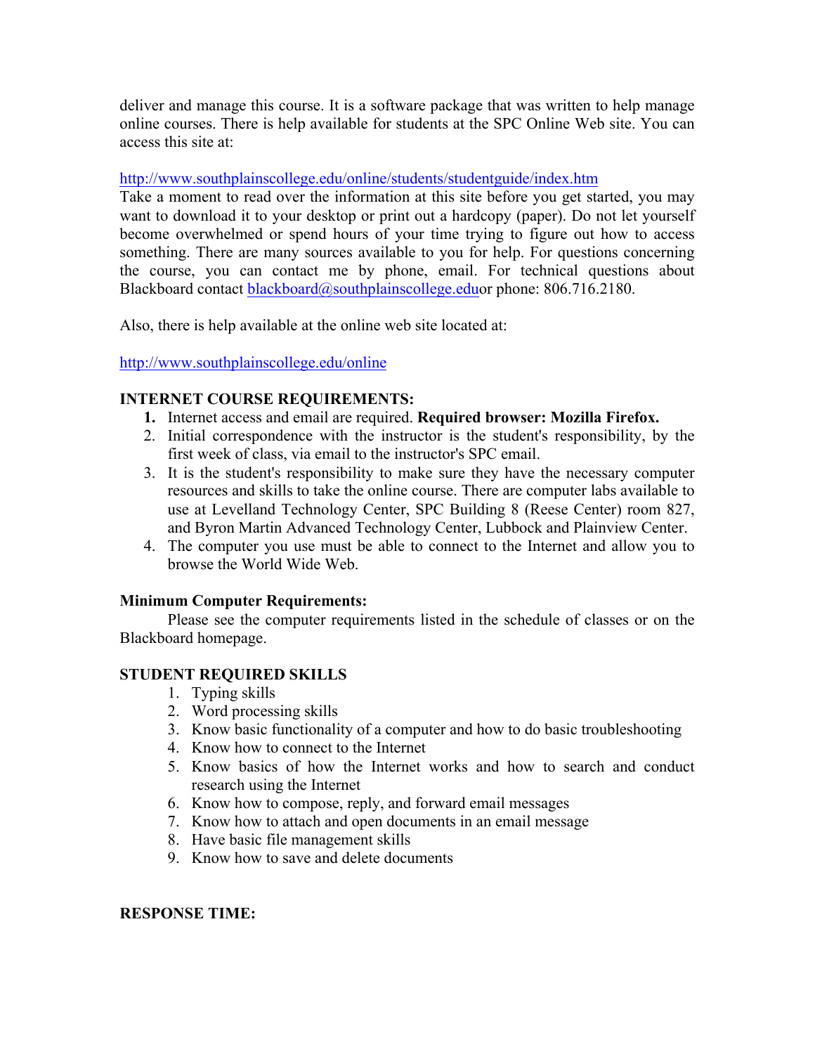deliver and manage this course. It is a software package that was written to help manage online courses. There is help available for students at the SPC Online Web site. You can access this site at:

http://www.southplainscollege.edu/online/students/studentguide/index.htm
Take a moment to read over the information at this site before you get started, you may want to download it to your desktop or print out a hardcopy (paper). Do not let yourself become overwhelmed or spend hours of your time trying to figure out how to access something. There are many sources available to you for help. For questions concerning the course, you can contact me by phone, email. For technical questions about Blackboard contact blackboard@southplainscollege.eduor phone: 806.716.2180.

Also, there is help available at the online web site located at:

http://www.southplainscollege.edu/online

## INTERNET COURSE REQUIREMENTS:

1. Internet access and email are required. **Required browser: Mozilla Firefox.**
2. Initial correspondence with the instructor is the student's responsibility, by the first week of class, via email to the instructor's SPC email.
3. It is the student's responsibility to make sure they have the necessary computer resources and skills to take the online course. There are computer labs available to use at Levelland Technology Center, SPC Building 8 (Reese Center) room 827, and Byron Martin Advanced Technology Center, Lubbock and Plainview Center.
4. The computer you use must be able to connect to the Internet and allow you to browse the World Wide Web.

## Minimum Computer Requirements:

Please see the computer requirements listed in the schedule of classes or on the Blackboard homepage.

## STUDENT REQUIRED SKILLS

1. Typing skills
2. Word processing skills
3. Know basic functionality of a computer and how to do basic troubleshooting
4. Know how to connect to the Internet
5. Know basics of how the Internet works and how to search and conduct research using the Internet
6. Know how to compose, reply, and forward email messages
7. Know how to attach and open documents in an email message
8. Have basic file management skills
9. Know how to save and delete documents

## RESPONSE TIME: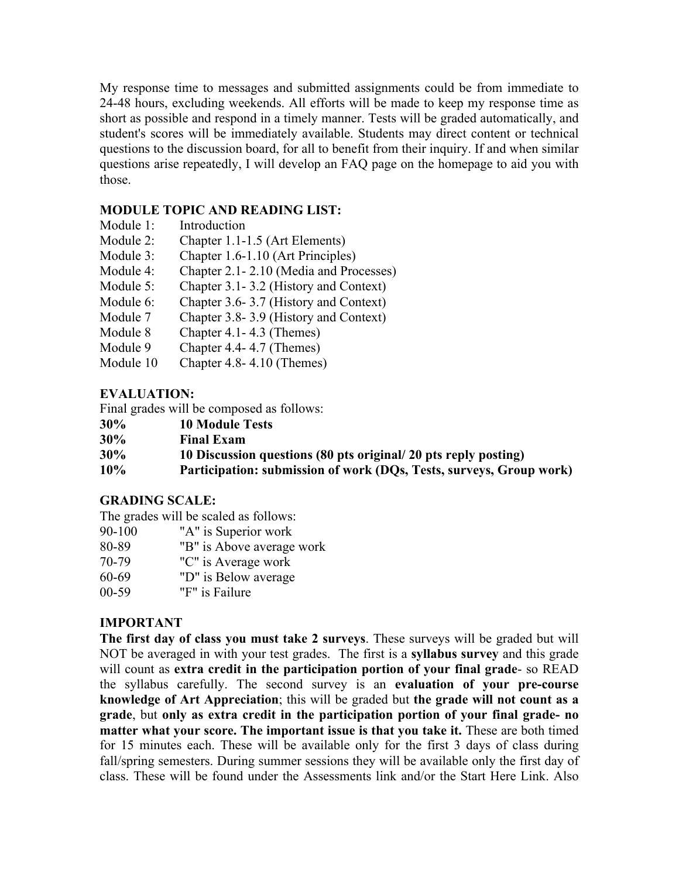My response time to messages and submitted assignments could be from immediate to 24-48 hours, excluding weekends. All efforts will be made to keep my response time as short as possible and respond in a timely manner. Tests will be graded automatically, and student's scores will be immediately available. Students may direct content or technical questions to the discussion board, for all to benefit from their inquiry. If and when similar questions arise repeatedly, I will develop an FAQ page on the homepage to aid you with those.

### MODULE TOPIC AND READING LIST:

| | |
|---|---|
| Module 1: | Introduction |
| Module 2: | Chapter 1.1-1.5 (Art Elements) |
| Module 3: | Chapter 1.6-1.10 (Art Principles) |
| Module 4: | Chapter 2.1- 2.10 (Media and Processes) |
| Module 5: | Chapter 3.1- 3.2 (History and Context) |
| Module 6: | Chapter 3.6- 3.7 (History and Context) |
| Module 7 | Chapter 3.8- 3.9 (History and Context) |
| Module 8 | Chapter 4.1- 4.3 (Themes) |
| Module 9 | Chapter 4.4- 4.7 (Themes) |
| Module 10 | Chapter 4.8- 4.10 (Themes) |

### EVALUATION:

Final grades will be composed as follows:

| | |
|---|---|
| **30%** | **10 Module Tests** |
| **30%** | **Final Exam** |
| **30%** | **10 Discussion questions (80 pts original/ 20 pts reply posting)** |
| **10%** | **Participation: submission of work (DQs, Tests, surveys, Group work)** |

### GRADING SCALE:

The grades will be scaled as follows:

| | |
|---|---|
| 90-100 | "A" is Superior work |
| 80-89 | "B" is Above average work |
| 70-79 | "C" is Average work |
| 60-69 | "D" is Below average |
| 00-59 | "F" is Failure |

### IMPORTANT

**The first day of class you must take 2 surveys**. These surveys will be graded but will NOT be averaged in with your test grades. The first is a **syllabus survey** and this grade will count as **extra credit in the participation portion of your final grade**- so READ the syllabus carefully. The second survey is an **evaluation of your pre-course knowledge of Art Appreciation**; this will be graded but **the grade will not count as a grade**, but **only as extra credit in the participation portion of your final grade- no matter what your score. The important issue is that you take it.** These are both timed for 15 minutes each. These will be available only for the first 3 days of class during fall/spring semesters. During summer sessions they will be available only the first day of class. These will be found under the Assessments link and/or the Start Here Link. Also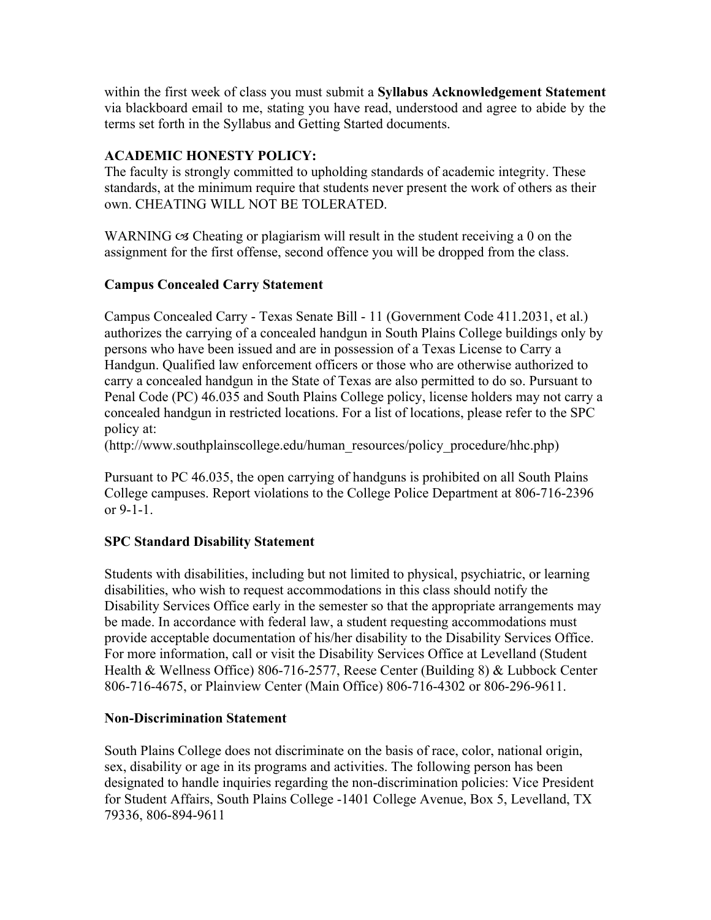within the first week of class you must submit a **Syllabus Acknowledgement Statement** via blackboard email to me, stating you have read, understood and agree to abide by the terms set forth in the Syllabus and Getting Started documents.

**ACADEMIC HONESTY POLICY:**

The faculty is strongly committed to upholding standards of academic integrity. These standards, at the minimum require that students never present the work of others as their own. CHEATING WILL NOT BE TOLERATED.

WARNING ☙ Cheating or plagiarism will result in the student receiving a 0 on the assignment for the first offense, second offence you will be dropped from the class.

**Campus Concealed Carry Statement**

Campus Concealed Carry - Texas Senate Bill - 11 (Government Code 411.2031, et al.) authorizes the carrying of a concealed handgun in South Plains College buildings only by persons who have been issued and are in possession of a Texas License to Carry a Handgun. Qualified law enforcement officers or those who are otherwise authorized to carry a concealed handgun in the State of Texas are also permitted to do so. Pursuant to Penal Code (PC) 46.035 and South Plains College policy, license holders may not carry a concealed handgun in restricted locations. For a list of locations, please refer to the SPC policy at:
(http://www.southplainscollege.edu/human_resources/policy_procedure/hhc.php)

Pursuant to PC 46.035, the open carrying of handguns is prohibited on all South Plains College campuses. Report violations to the College Police Department at 806-716-2396 or 9-1-1.

**SPC Standard Disability Statement**

Students with disabilities, including but not limited to physical, psychiatric, or learning disabilities, who wish to request accommodations in this class should notify the Disability Services Office early in the semester so that the appropriate arrangements may be made. In accordance with federal law, a student requesting accommodations must provide acceptable documentation of his/her disability to the Disability Services Office. For more information, call or visit the Disability Services Office at Levelland (Student Health & Wellness Office) 806-716-2577, Reese Center (Building 8) & Lubbock Center 806-716-4675, or Plainview Center (Main Office) 806-716-4302 or 806-296-9611.

**Non-Discrimination Statement**

South Plains College does not discriminate on the basis of race, color, national origin, sex, disability or age in its programs and activities. The following person has been designated to handle inquiries regarding the non-discrimination policies: Vice President for Student Affairs, South Plains College -1401 College Avenue, Box 5, Levelland, TX 79336, 806-894-9611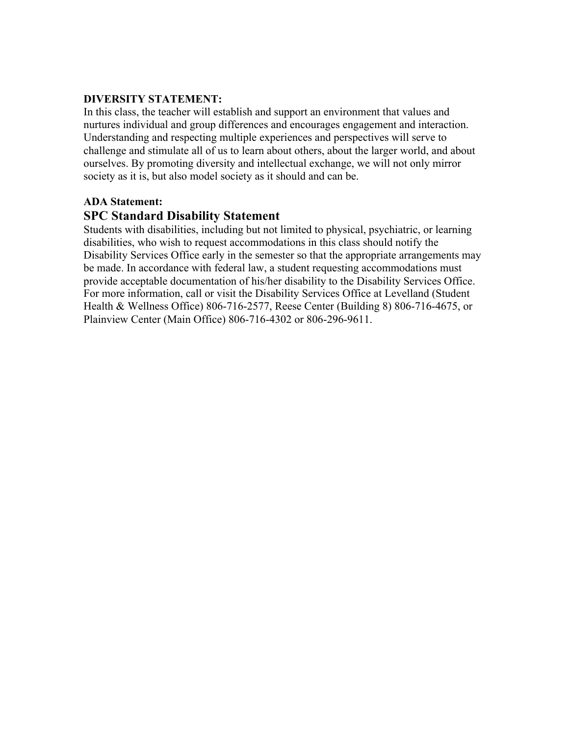**DIVERSITY STATEMENT:**
In this class, the teacher will establish and support an environment that values and nurtures individual and group differences and encourages engagement and interaction. Understanding and respecting multiple experiences and perspectives will serve to challenge and stimulate all of us to learn about others, about the larger world, and about ourselves. By promoting diversity and intellectual exchange, we will not only mirror society as it is, but also model society as it should and can be.

**ADA Statement:**

## SPC Standard Disability Statement

Students with disabilities, including but not limited to physical, psychiatric, or learning disabilities, who wish to request accommodations in this class should notify the Disability Services Office early in the semester so that the appropriate arrangements may be made. In accordance with federal law, a student requesting accommodations must provide acceptable documentation of his/her disability to the Disability Services Office. For more information, call or visit the Disability Services Office at Levelland (Student Health & Wellness Office) 806-716-2577, Reese Center (Building 8) 806-716-4675, or Plainview Center (Main Office) 806-716-4302 or 806-296-9611.